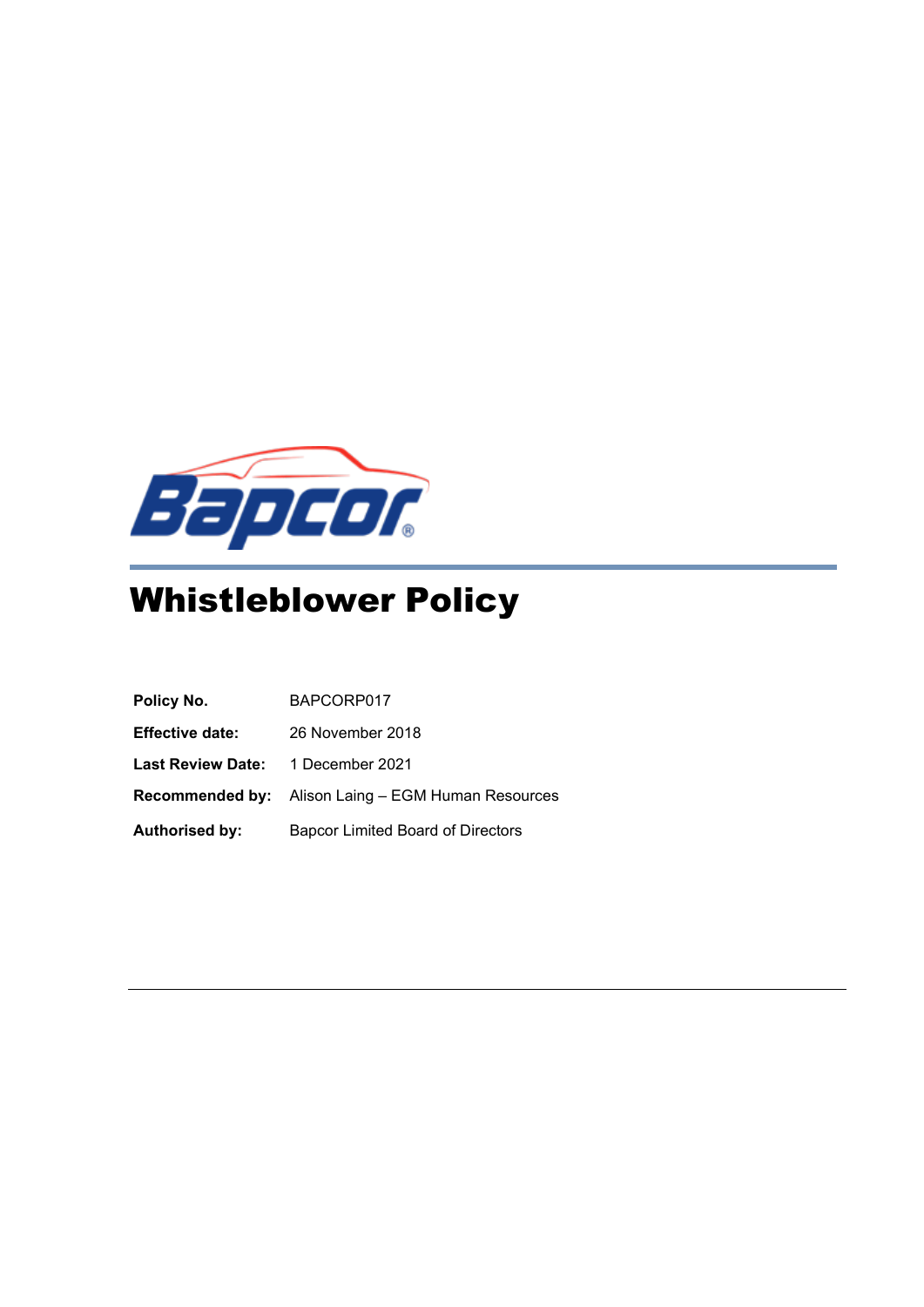# Whistleblower Policy

| | |
|---|---|
| **Policy No.** | BAPCORP017 |
| **Effective date:** | 26 November 2018 |
| **Last Review Date:** | 1 December 2021 |
| **Recommended by:** | Alison Laing – EGM Human Resources |
| **Authorised by:** | Bapcor Limited Board of Directors |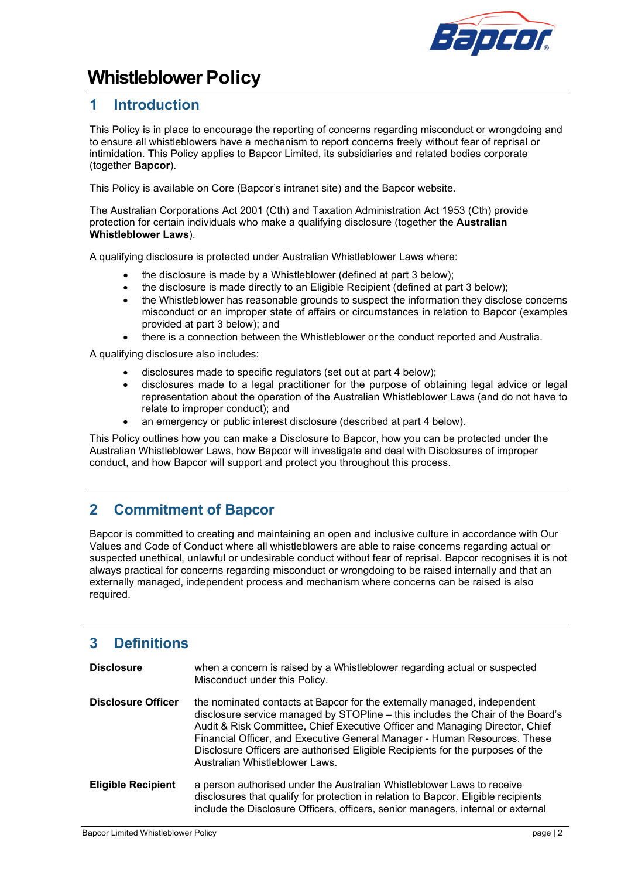# Whistleblower Policy

## 1 Introduction

This Policy is in place to encourage the reporting of concerns regarding misconduct or wrongdoing and to ensure all whistleblowers have a mechanism to report concerns freely without fear of reprisal or intimidation. This Policy applies to Bapcor Limited, its subsidiaries and related bodies corporate (together **Bapcor**).

This Policy is available on Core (Bapcor's intranet site) and the Bapcor website.

The Australian Corporations Act 2001 (Cth) and Taxation Administration Act 1953 (Cth) provide protection for certain individuals who make a qualifying disclosure (together the **Australian Whistleblower Laws**).

A qualifying disclosure is protected under Australian Whistleblower Laws where:

- the disclosure is made by a Whistleblower (defined at part 3 below);
- the disclosure is made directly to an Eligible Recipient (defined at part 3 below);
- the Whistleblower has reasonable grounds to suspect the information they disclose concerns misconduct or an improper state of affairs or circumstances in relation to Bapcor (examples provided at part 3 below); and
- there is a connection between the Whistleblower or the conduct reported and Australia.

A qualifying disclosure also includes:

- disclosures made to specific regulators (set out at part 4 below);
- disclosures made to a legal practitioner for the purpose of obtaining legal advice or legal representation about the operation of the Australian Whistleblower Laws (and do not have to relate to improper conduct); and
- an emergency or public interest disclosure (described at part 4 below).

This Policy outlines how you can make a Disclosure to Bapcor, how you can be protected under the Australian Whistleblower Laws, how Bapcor will investigate and deal with Disclosures of improper conduct, and how Bapcor will support and protect you throughout this process.

## 2 Commitment of Bapcor

Bapcor is committed to creating and maintaining an open and inclusive culture in accordance with Our Values and Code of Conduct where all whistleblowers are able to raise concerns regarding actual or suspected unethical, unlawful or undesirable conduct without fear of reprisal. Bapcor recognises it is not always practical for concerns regarding misconduct or wrongdoing to be raised internally and that an externally managed, independent process and mechanism where concerns can be raised is also required.

## 3 Definitions

**Disclosure** — when a concern is raised by a Whistleblower regarding actual or suspected Misconduct under this Policy.

**Disclosure Officer** — the nominated contacts at Bapcor for the externally managed, independent disclosure service managed by STOPline – this includes the Chair of the Board's Audit & Risk Committee, Chief Executive Officer and Managing Director, Chief Financial Officer, and Executive General Manager - Human Resources. These Disclosure Officers are authorised Eligible Recipients for the purposes of the Australian Whistleblower Laws.

**Eligible Recipient** — a person authorised under the Australian Whistleblower Laws to receive disclosures that qualify for protection in relation to Bapcor. Eligible recipients include the Disclosure Officers, officers, senior managers, internal or external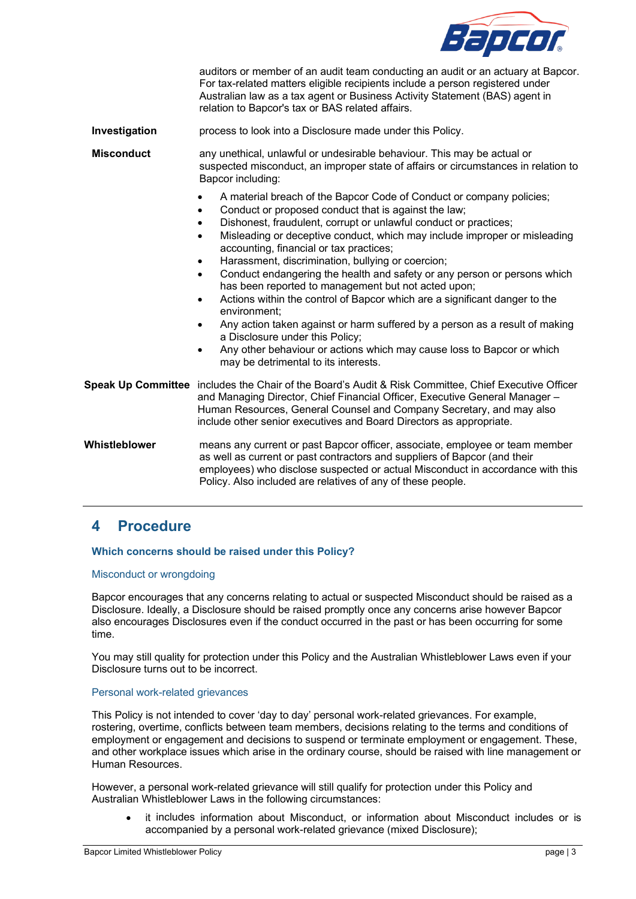auditors or member of an audit team conducting an audit or an actuary at Bapcor. For tax-related matters eligible recipients include a person registered under Australian law as a tax agent or Business Activity Statement (BAS) agent in relation to Bapcor's tax or BAS related affairs.

**Investigation** process to look into a Disclosure made under this Policy.

**Misconduct** any unethical, unlawful or undesirable behaviour. This may be actual or suspected misconduct, an improper state of affairs or circumstances in relation to Bapcor including:

- A material breach of the Bapcor Code of Conduct or company policies;
- Conduct or proposed conduct that is against the law;
- Dishonest, fraudulent, corrupt or unlawful conduct or practices;
- Misleading or deceptive conduct, which may include improper or misleading accounting, financial or tax practices;
- Harassment, discrimination, bullying or coercion;
- Conduct endangering the health and safety or any person or persons which has been reported to management but not acted upon;
- Actions within the control of Bapcor which are a significant danger to the environment;
- Any action taken against or harm suffered by a person as a result of making a Disclosure under this Policy;
- Any other behaviour or actions which may cause loss to Bapcor or which may be detrimental to its interests.

**Speak Up Committee** includes the Chair of the Board's Audit & Risk Committee, Chief Executive Officer and Managing Director, Chief Financial Officer, Executive General Manager – Human Resources, General Counsel and Company Secretary, and may also include other senior executives and Board Directors as appropriate.

**Whistleblower** means any current or past Bapcor officer, associate, employee or team member as well as current or past contractors and suppliers of Bapcor (and their employees) who disclose suspected or actual Misconduct in accordance with this Policy. Also included are relatives of any of these people.

# 4 Procedure

### Which concerns should be raised under this Policy?

#### Misconduct or wrongdoing

Bapcor encourages that any concerns relating to actual or suspected Misconduct should be raised as a Disclosure. Ideally, a Disclosure should be raised promptly once any concerns arise however Bapcor also encourages Disclosures even if the conduct occurred in the past or has been occurring for some time.

You may still quality for protection under this Policy and the Australian Whistleblower Laws even if your Disclosure turns out to be incorrect.

#### Personal work-related grievances

This Policy is not intended to cover 'day to day' personal work-related grievances. For example, rostering, overtime, conflicts between team members, decisions relating to the terms and conditions of employment or engagement and decisions to suspend or terminate employment or engagement. These, and other workplace issues which arise in the ordinary course, should be raised with line management or Human Resources.

However, a personal work-related grievance will still qualify for protection under this Policy and Australian Whistleblower Laws in the following circumstances:

- it includes information about Misconduct, or information about Misconduct includes or is accompanied by a personal work-related grievance (mixed Disclosure);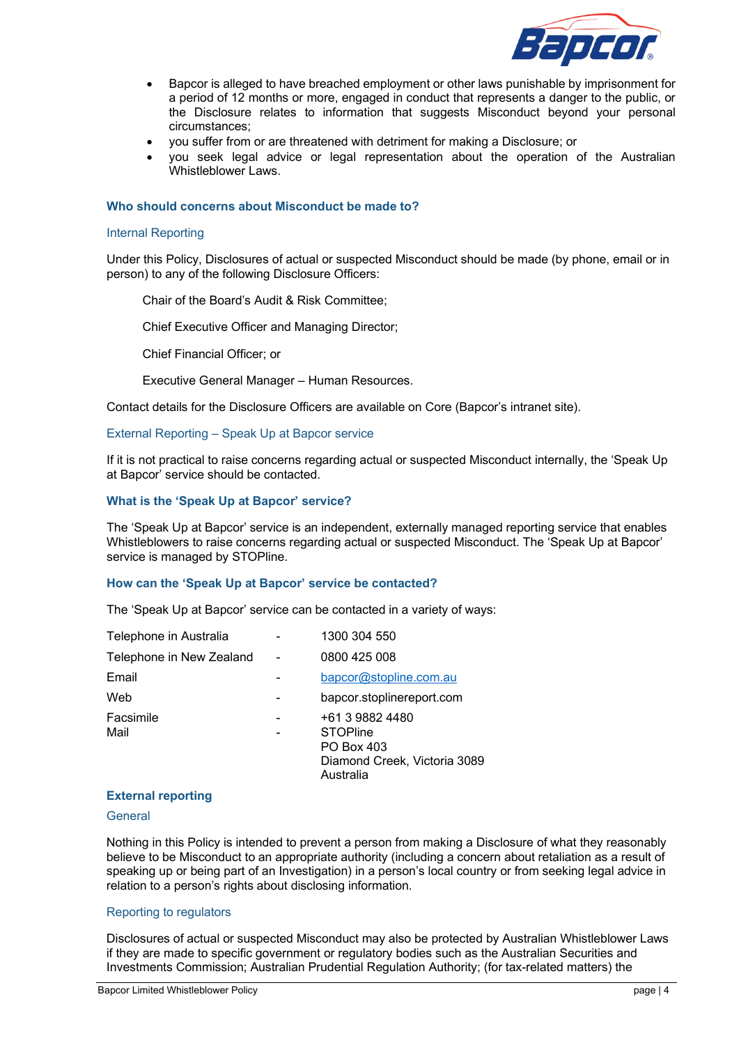- Bapcor is alleged to have breached employment or other laws punishable by imprisonment for a period of 12 months or more, engaged in conduct that represents a danger to the public, or the Disclosure relates to information that suggests Misconduct beyond your personal circumstances;
- you suffer from or are threatened with detriment for making a Disclosure; or
- you seek legal advice or legal representation about the operation of the Australian Whistleblower Laws.

### Who should concerns about Misconduct be made to?

#### Internal Reporting

Under this Policy, Disclosures of actual or suspected Misconduct should be made (by phone, email or in person) to any of the following Disclosure Officers:

Chair of the Board's Audit & Risk Committee;

Chief Executive Officer and Managing Director;

Chief Financial Officer; or

Executive General Manager – Human Resources.

Contact details for the Disclosure Officers are available on Core (Bapcor's intranet site).

#### External Reporting – Speak Up at Bapcor service

If it is not practical to raise concerns regarding actual or suspected Misconduct internally, the 'Speak Up at Bapcor' service should be contacted.

### What is the 'Speak Up at Bapcor' service?

The 'Speak Up at Bapcor' service is an independent, externally managed reporting service that enables Whistleblowers to raise concerns regarding actual or suspected Misconduct. The 'Speak Up at Bapcor' service is managed by STOPline.

### How can the 'Speak Up at Bapcor' service be contacted?

The 'Speak Up at Bapcor' service can be contacted in a variety of ways:

| | | |
|---|---|---|
| Telephone in Australia | - | 1300 304 550 |
| Telephone in New Zealand | - | 0800 425 008 |
| Email | - | bapcor@stopline.com.au |
| Web | - | bapcor.stoplinereport.com |
| Facsimile | - | +61 3 9882 4480 |
| Mail | - | STOPline<br>PO Box 403<br>Diamond Creek, Victoria 3089<br>Australia |

### External reporting

#### General

Nothing in this Policy is intended to prevent a person from making a Disclosure of what they reasonably believe to be Misconduct to an appropriate authority (including a concern about retaliation as a result of speaking up or being part of an Investigation) in a person's local country or from seeking legal advice in relation to a person's rights about disclosing information.

#### Reporting to regulators

Disclosures of actual or suspected Misconduct may also be protected by Australian Whistleblower Laws if they are made to specific government or regulatory bodies such as the Australian Securities and Investments Commission; Australian Prudential Regulation Authority; (for tax-related matters) the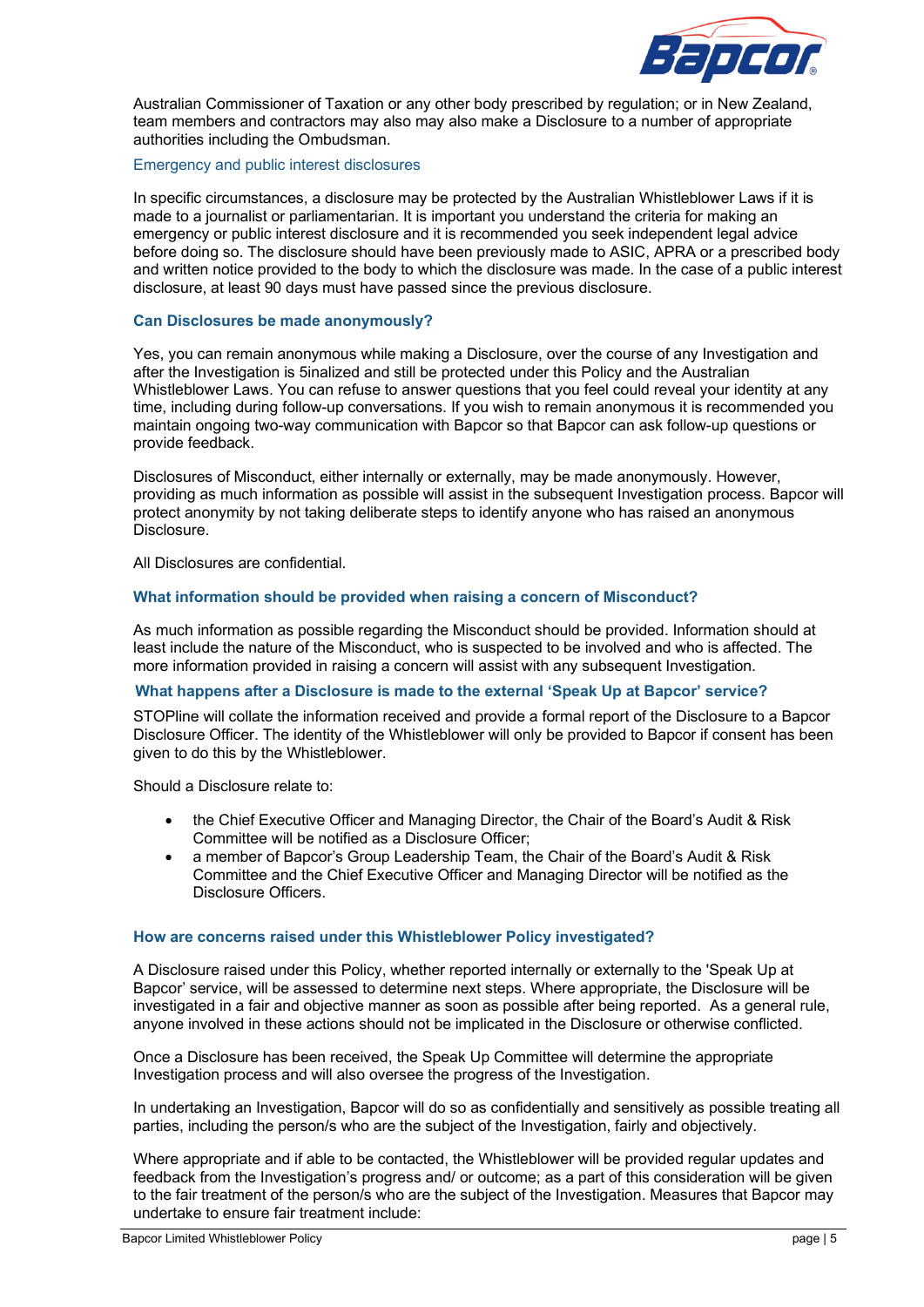Australian Commissioner of Taxation or any other body prescribed by regulation; or in New Zealand, team members and contractors may also may also make a Disclosure to a number of appropriate authorities including the Ombudsman.

### Emergency and public interest disclosures

In specific circumstances, a disclosure may be protected by the Australian Whistleblower Laws if it is made to a journalist or parliamentarian. It is important you understand the criteria for making an emergency or public interest disclosure and it is recommended you seek independent legal advice before doing so. The disclosure should have been previously made to ASIC, APRA or a prescribed body and written notice provided to the body to which the disclosure was made. In the case of a public interest disclosure, at least 90 days must have passed since the previous disclosure.

### Can Disclosures be made anonymously?

Yes, you can remain anonymous while making a Disclosure, over the course of any Investigation and after the Investigation is 5inalized and still be protected under this Policy and the Australian Whistleblower Laws. You can refuse to answer questions that you feel could reveal your identity at any time, including during follow-up conversations. If you wish to remain anonymous it is recommended you maintain ongoing two-way communication with Bapcor so that Bapcor can ask follow-up questions or provide feedback.

Disclosures of Misconduct, either internally or externally, may be made anonymously. However, providing as much information as possible will assist in the subsequent Investigation process. Bapcor will protect anonymity by not taking deliberate steps to identify anyone who has raised an anonymous Disclosure.

All Disclosures are confidential.

### What information should be provided when raising a concern of Misconduct?

As much information as possible regarding the Misconduct should be provided. Information should at least include the nature of the Misconduct, who is suspected to be involved and who is affected. The more information provided in raising a concern will assist with any subsequent Investigation.

### What happens after a Disclosure is made to the external 'Speak Up at Bapcor' service?

STOPline will collate the information received and provide a formal report of the Disclosure to a Bapcor Disclosure Officer. The identity of the Whistleblower will only be provided to Bapcor if consent has been given to do this by the Whistleblower.

Should a Disclosure relate to:

- the Chief Executive Officer and Managing Director, the Chair of the Board's Audit & Risk Committee will be notified as a Disclosure Officer;
- a member of Bapcor's Group Leadership Team, the Chair of the Board's Audit & Risk Committee and the Chief Executive Officer and Managing Director will be notified as the Disclosure Officers.

### How are concerns raised under this Whistleblower Policy investigated?

A Disclosure raised under this Policy, whether reported internally or externally to the 'Speak Up at Bapcor' service, will be assessed to determine next steps. Where appropriate, the Disclosure will be investigated in a fair and objective manner as soon as possible after being reported. As a general rule, anyone involved in these actions should not be implicated in the Disclosure or otherwise conflicted.

Once a Disclosure has been received, the Speak Up Committee will determine the appropriate Investigation process and will also oversee the progress of the Investigation.

In undertaking an Investigation, Bapcor will do so as confidentially and sensitively as possible treating all parties, including the person/s who are the subject of the Investigation, fairly and objectively.

Where appropriate and if able to be contacted, the Whistleblower will be provided regular updates and feedback from the Investigation's progress and/ or outcome; as a part of this consideration will be given to the fair treatment of the person/s who are the subject of the Investigation. Measures that Bapcor may undertake to ensure fair treatment include: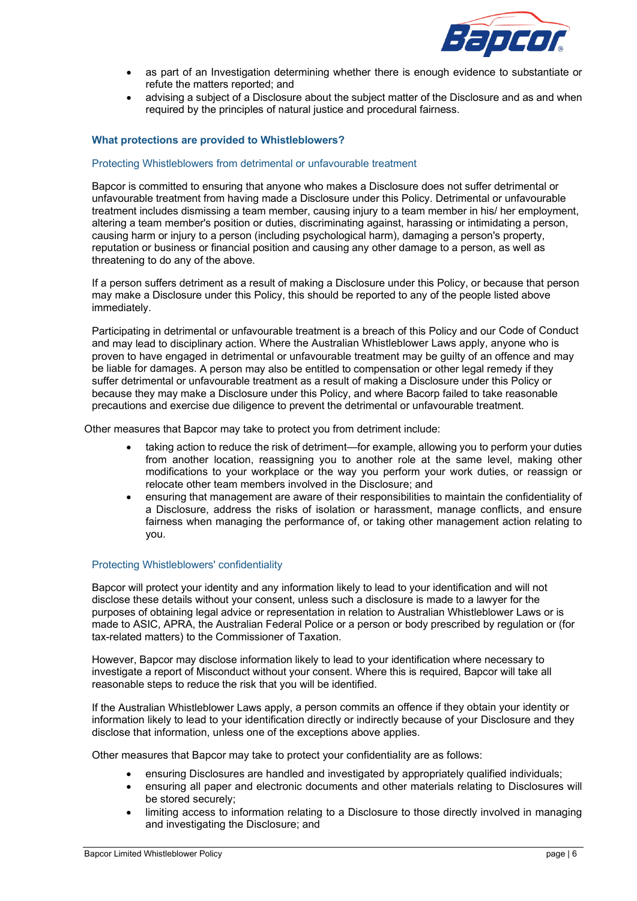- as part of an Investigation determining whether there is enough evidence to substantiate or refute the matters reported; and
- advising a subject of a Disclosure about the subject matter of the Disclosure and as and when required by the principles of natural justice and procedural fairness.

## What protections are provided to Whistleblowers?

### Protecting Whistleblowers from detrimental or unfavourable treatment

Bapcor is committed to ensuring that anyone who makes a Disclosure does not suffer detrimental or unfavourable treatment from having made a Disclosure under this Policy. Detrimental or unfavourable treatment includes dismissing a team member, causing injury to a team member in his/ her employment, altering a team member's position or duties, discriminating against, harassing or intimidating a person, causing harm or injury to a person (including psychological harm), damaging a person's property, reputation or business or financial position and causing any other damage to a person, as well as threatening to do any of the above.

If a person suffers detriment as a result of making a Disclosure under this Policy, or because that person may make a Disclosure under this Policy, this should be reported to any of the people listed above immediately.

Participating in detrimental or unfavourable treatment is a breach of this Policy and our Code of Conduct and may lead to disciplinary action. Where the Australian Whistleblower Laws apply, anyone who is proven to have engaged in detrimental or unfavourable treatment may be guilty of an offence and may be liable for damages. A person may also be entitled to compensation or other legal remedy if they suffer detrimental or unfavourable treatment as a result of making a Disclosure under this Policy or because they may make a Disclosure under this Policy, and where Bacorp failed to take reasonable precautions and exercise due diligence to prevent the detrimental or unfavourable treatment.

Other measures that Bapcor may take to protect you from detriment include:

- taking action to reduce the risk of detriment—for example, allowing you to perform your duties from another location, reassigning you to another role at the same level, making other modifications to your workplace or the way you perform your work duties, or reassign or relocate other team members involved in the Disclosure; and
- ensuring that management are aware of their responsibilities to maintain the confidentiality of a Disclosure, address the risks of isolation or harassment, manage conflicts, and ensure fairness when managing the performance of, or taking other management action relating to you.

### Protecting Whistleblowers' confidentiality

Bapcor will protect your identity and any information likely to lead to your identification and will not disclose these details without your consent, unless such a disclosure is made to a lawyer for the purposes of obtaining legal advice or representation in relation to Australian Whistleblower Laws or is made to ASIC, APRA, the Australian Federal Police or a person or body prescribed by regulation or (for tax-related matters) to the Commissioner of Taxation.

However, Bapcor may disclose information likely to lead to your identification where necessary to investigate a report of Misconduct without your consent. Where this is required, Bapcor will take all reasonable steps to reduce the risk that you will be identified.

If the Australian Whistleblower Laws apply, a person commits an offence if they obtain your identity or information likely to lead to your identification directly or indirectly because of your Disclosure and they disclose that information, unless one of the exceptions above applies.

Other measures that Bapcor may take to protect your confidentiality are as follows:

- ensuring Disclosures are handled and investigated by appropriately qualified individuals;
- ensuring all paper and electronic documents and other materials relating to Disclosures will be stored securely;
- limiting access to information relating to a Disclosure to those directly involved in managing and investigating the Disclosure; and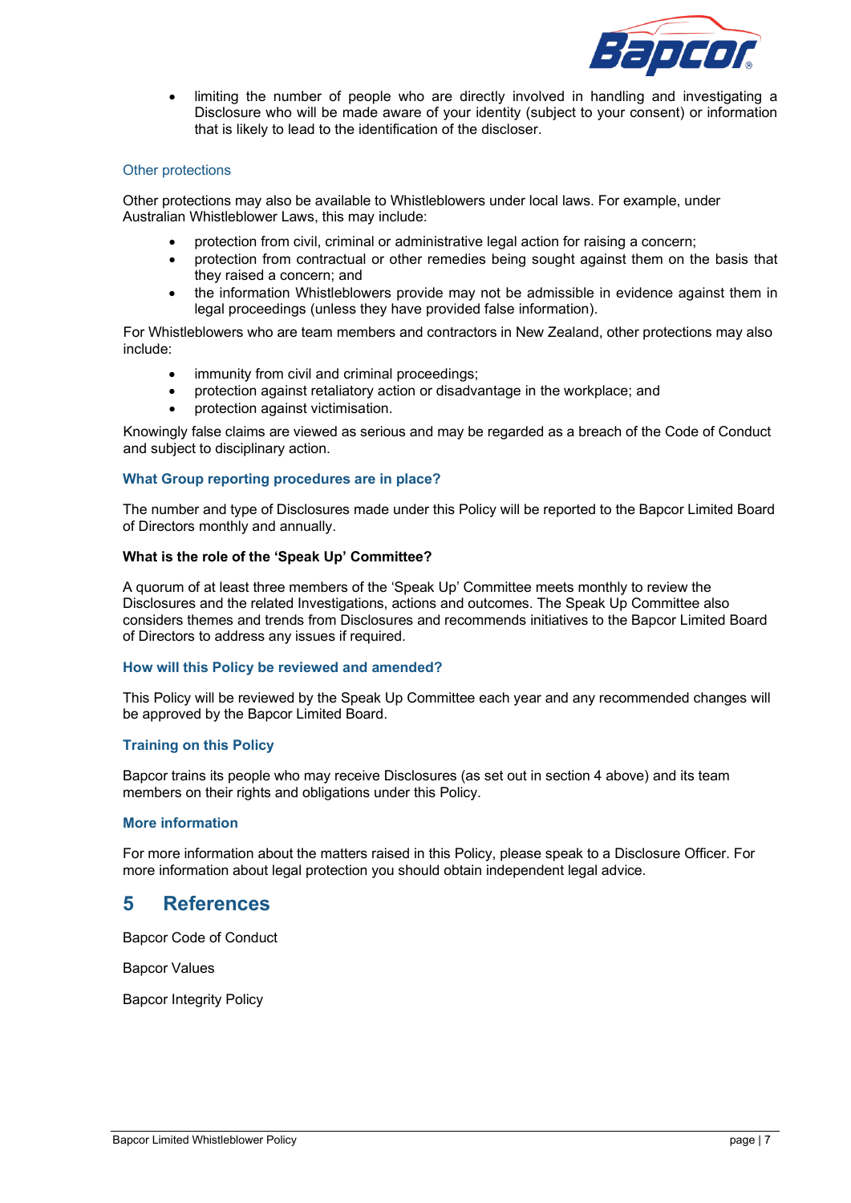- limiting the number of people who are directly involved in handling and investigating a Disclosure who will be made aware of your identity (subject to your consent) or information that is likely to lead to the identification of the discloser.

#### Other protections

Other protections may also be available to Whistleblowers under local laws. For example, under Australian Whistleblower Laws, this may include:

- protection from civil, criminal or administrative legal action for raising a concern;
- protection from contractual or other remedies being sought against them on the basis that they raised a concern; and
- the information Whistleblowers provide may not be admissible in evidence against them in legal proceedings (unless they have provided false information).

For Whistleblowers who are team members and contractors in New Zealand, other protections may also include:

- immunity from civil and criminal proceedings;
- protection against retaliatory action or disadvantage in the workplace; and
- protection against victimisation.

Knowingly false claims are viewed as serious and may be regarded as a breach of the Code of Conduct and subject to disciplinary action.

### What Group reporting procedures are in place?

The number and type of Disclosures made under this Policy will be reported to the Bapcor Limited Board of Directors monthly and annually.

**What is the role of the 'Speak Up' Committee?**

A quorum of at least three members of the 'Speak Up' Committee meets monthly to review the Disclosures and the related Investigations, actions and outcomes. The Speak Up Committee also considers themes and trends from Disclosures and recommends initiatives to the Bapcor Limited Board of Directors to address any issues if required.

### How will this Policy be reviewed and amended?

This Policy will be reviewed by the Speak Up Committee each year and any recommended changes will be approved by the Bapcor Limited Board.

### Training on this Policy

Bapcor trains its people who may receive Disclosures (as set out in section 4 above) and its team members on their rights and obligations under this Policy.

### More information

For more information about the matters raised in this Policy, please speak to a Disclosure Officer. For more information about legal protection you should obtain independent legal advice.

## 5 References

Bapcor Code of Conduct

Bapcor Values

Bapcor Integrity Policy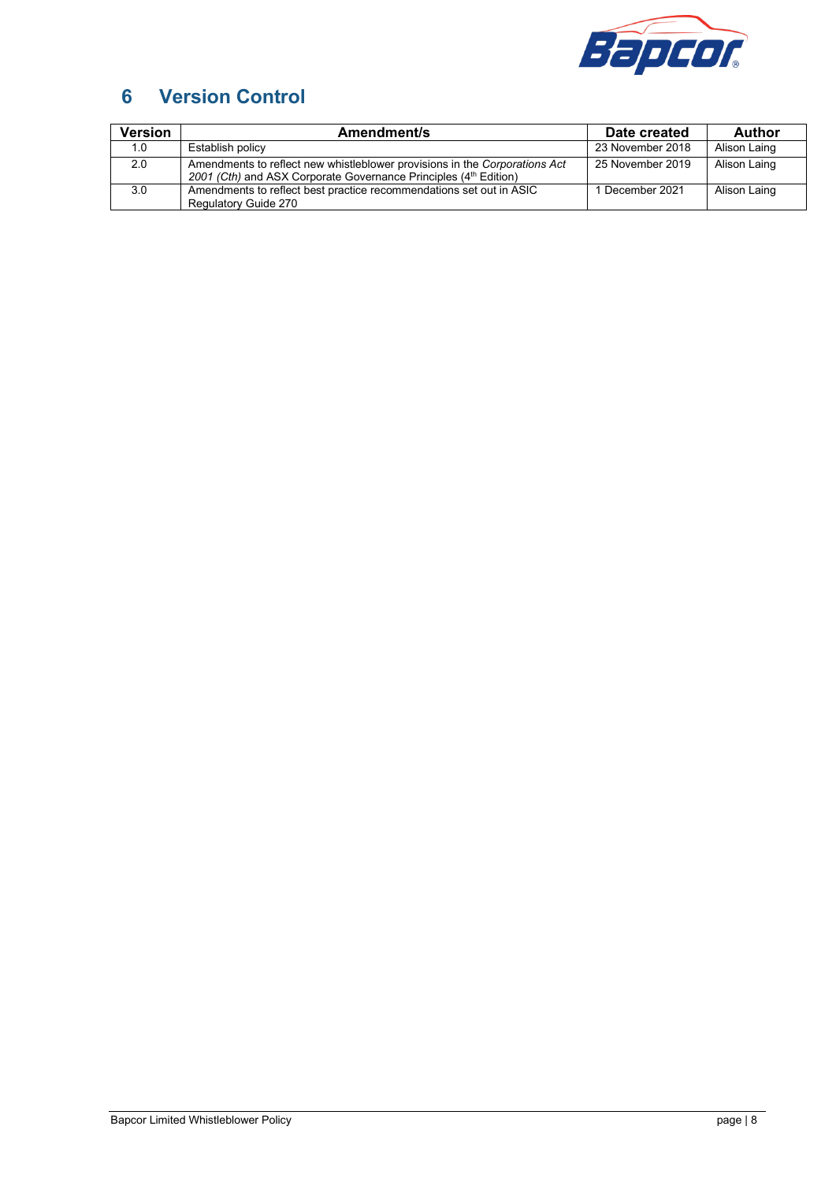## 6 Version Control

| Version | Amendment/s | Date created | Author |
|---|---|---|---|
| 1.0 | Establish policy | 23 November 2018 | Alison Laing |
| 2.0 | Amendments to reflect new whistleblower provisions in the *Corporations Act 2001 (Cth)* and ASX Corporate Governance Principles (4th Edition) | 25 November 2019 | Alison Laing |
| 3.0 | Amendments to reflect best practice recommendations set out in ASIC Regulatory Guide 270 | 1 December 2021 | Alison Laing |